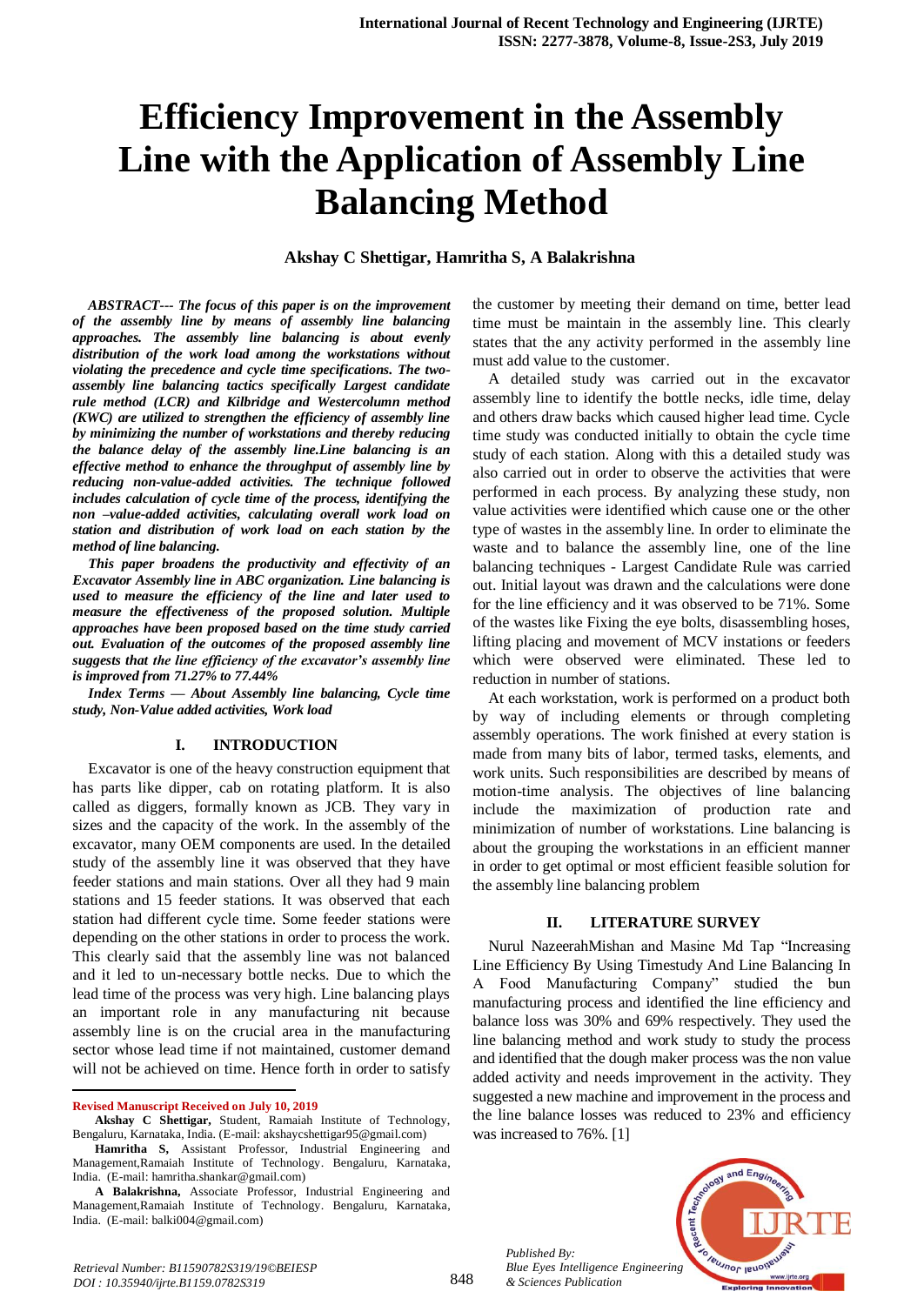# Efficiency Improvement in the Assembly Line with the Application of Assembly Line Balancing Method

**Akshay C Shettigar, Hamritha S, A Balakrishna**

***ABSTRACT--- The focus of this paper is on the improvement of the assembly line by means of assembly line balancing approaches. The assembly line balancing is about evenly distribution of the work load among the workstations without violating the precedence and cycle time specifications. The two-assembly line balancing tactics specifically Largest candidate rule method (LCR) and Kilbridge and Westercolumn method (KWC) are utilized to strengthen the efficiency of assembly line by minimizing the number of workstations and thereby reducing the balance delay of the assembly line.Line balancing is an effective method to enhance the throughput of assembly line by reducing non-value-added activities. The technique followed includes calculation of cycle time of the process, identifying the non –value-added activities, calculating overall work load on station and distribution of work load on each station by the method of line balancing.***

***This paper broadens the productivity and effectivity of an Excavator Assembly line in ABC organization. Line balancing is used to measure the efficiency of the line and later used to measure the effectiveness of the proposed solution. Multiple approaches have been proposed based on the time study carried out. Evaluation of the outcomes of the proposed assembly line suggests that the line efficiency of the excavator's assembly line is improved from 71.27% to 77.44%***

***Index Terms — About Assembly line balancing, Cycle time study, Non-Value added activities, Work load***

## I. INTRODUCTION

Excavator is one of the heavy construction equipment that has parts like dipper, cab on rotating platform. It is also called as diggers, formally known as JCB. They vary in sizes and the capacity of the work. In the assembly of the excavator, many OEM components are used. In the detailed study of the assembly line it was observed that they have feeder stations and main stations. Over all they had 9 main stations and 15 feeder stations. It was observed that each station had different cycle time. Some feeder stations were depending on the other stations in order to process the work. This clearly said that the assembly line was not balanced and it led to un-necessary bottle necks. Due to which the lead time of the process was very high. Line balancing plays an important role in any manufacturing nit because assembly line is on the crucial area in the manufacturing sector whose lead time if not maintained, customer demand will not be achieved on time. Hence forth in order to satisfy the customer by meeting their demand on time, better lead time must be maintain in the assembly line. This clearly states that the any activity performed in the assembly line must add value to the customer.

A detailed study was carried out in the excavator assembly line to identify the bottle necks, idle time, delay and others draw backs which caused higher lead time. Cycle time study was conducted initially to obtain the cycle time study of each station. Along with this a detailed study was also carried out in order to observe the activities that were performed in each process. By analyzing these study, non value activities were identified which cause one or the other type of wastes in the assembly line. In order to eliminate the waste and to balance the assembly line, one of the line balancing techniques - Largest Candidate Rule was carried out. Initial layout was drawn and the calculations were done for the line efficiency and it was observed to be 71%. Some of the wastes like Fixing the eye bolts, disassembling hoses, lifting placing and movement of MCV instations or feeders which were observed were eliminated. These led to reduction in number of stations.

At each workstation, work is performed on a product both by way of including elements or through completing assembly operations. The work finished at every station is made from many bits of labor, termed tasks, elements, and work units. Such responsibilities are described by means of motion-time analysis. The objectives of line balancing include the maximization of production rate and minimization of number of workstations. Line balancing is about the grouping the workstations in an efficient manner in order to get optimal or most efficient feasible solution for the assembly line balancing problem

## II. LITERATURE SURVEY

Nurul NazeerahMishan and Masine Md Tap "Increasing Line Efficiency By Using Timestudy And Line Balancing In A Food Manufacturing Company" studied the bun manufacturing process and identified the line efficiency and balance loss was 30% and 69% respectively. They used the line balancing method and work study to study the process and identified that the dough maker process was the non value added activity and needs improvement in the activity. They suggested a new machine and improvement in the process and the line balance losses was reduced to 23% and efficiency was increased to 76%. [1]

---

**Revised Manuscript Received on July 10, 2019**

**Akshay C Shettigar,** Student, Ramaiah Institute of Technology, Bengaluru, Karnataka, India. (E-mail: akshaycshettigar95@gmail.com)

**Hamritha S,** Assistant Professor, Industrial Engineering and Management,Ramaiah Institute of Technology. Bengaluru, Karnataka, India. (E-mail: hamritha.shankar@gmail.com)

**A Balakrishna,** Associate Professor, Industrial Engineering and Management,Ramaiah Institute of Technology. Bengaluru, Karnataka, India. (E-mail: balki004@gmail.com)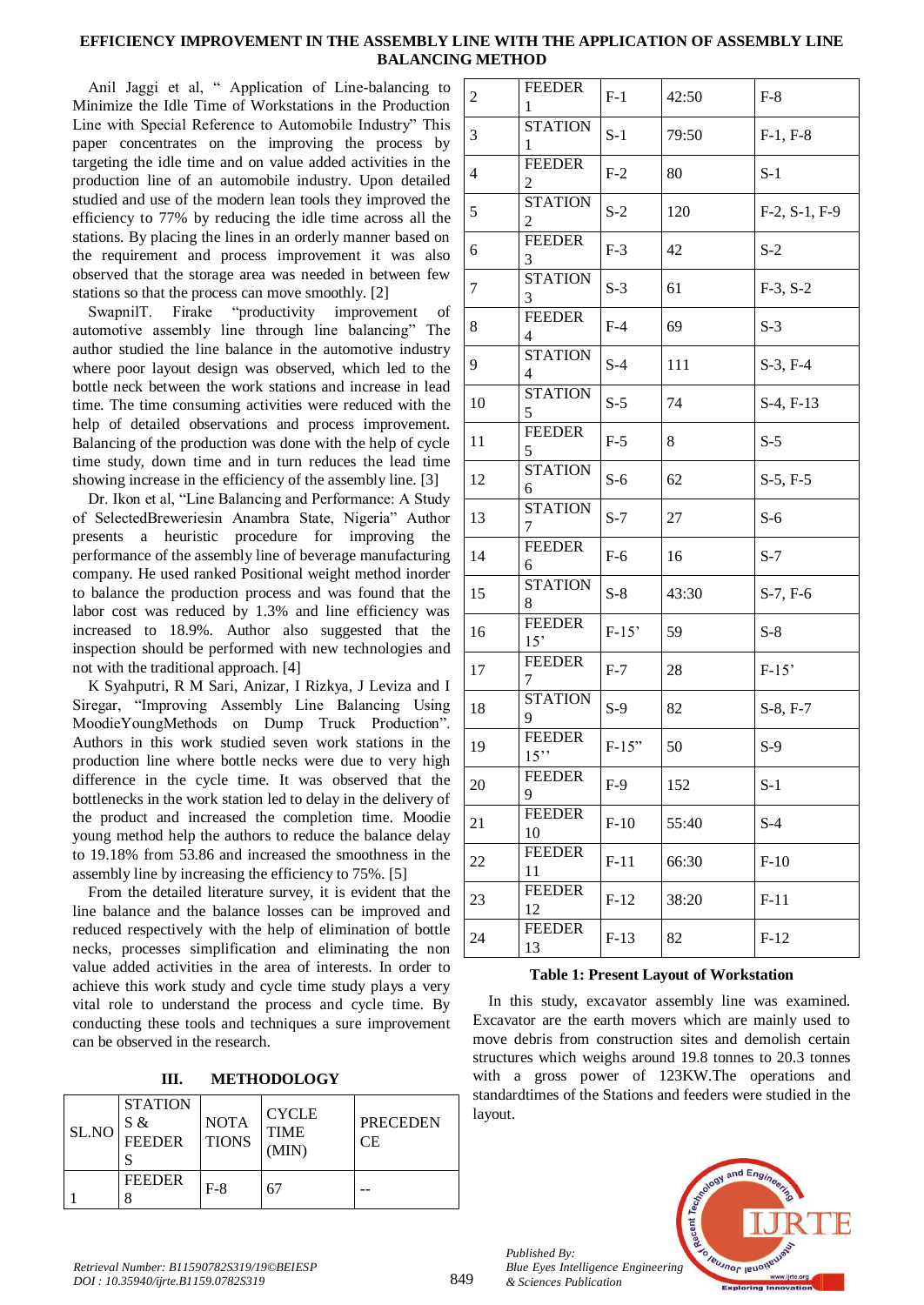Anil Jaggi et al, " Application of Line-balancing to Minimize the Idle Time of Workstations in the Production Line with Special Reference to Automobile Industry" This paper concentrates on the improving the process by targeting the idle time and on value added activities in the production line of an automobile industry. Upon detailed studied and use of the modern lean tools they improved the efficiency to 77% by reducing the idle time across all the stations. By placing the lines in an orderly manner based on the requirement and process improvement it was also observed that the storage area was needed in between few stations so that the process can move smoothly. [2]

SwapnilT. Firake "productivity improvement of automotive assembly line through line balancing" The author studied the line balance in the automotive industry where poor layout design was observed, which led to the bottle neck between the work stations and increase in lead time. The time consuming activities were reduced with the help of detailed observations and process improvement. Balancing of the production was done with the help of cycle time study, down time and in turn reduces the lead time showing increase in the efficiency of the assembly line. [3]

Dr. Ikon et al, "Line Balancing and Performance: A Study of SelectedBreweriesin Anambra State, Nigeria" Author presents a heuristic procedure for improving the performance of the assembly line of beverage manufacturing company. He used ranked Positional weight method inorder to balance the production process and was found that the labor cost was reduced by 1.3% and line efficiency was increased to 18.9%. Author also suggested that the inspection should be performed with new technologies and not with the traditional approach. [4]

K Syahputri, R M Sari, Anizar, I Rizkya, J Leviza and I Siregar, "Improving Assembly Line Balancing Using MoodieYoungMethods on Dump Truck Production". Authors in this work studied seven work stations in the production line where bottle necks were due to very high difference in the cycle time. It was observed that the bottlenecks in the work station led to delay in the delivery of the product and increased the completion time. Moodie young method help the authors to reduce the balance delay to 19.18% from 53.86 and increased the smoothness in the assembly line by increasing the efficiency to 75%. [5]

From the detailed literature survey, it is evident that the line balance and the balance losses can be improved and reduced respectively with the help of elimination of bottle necks, processes simplification and eliminating the non value added activities in the area of interests. In order to achieve this work study and cycle time study plays a very vital role to understand the process and cycle time. By conducting these tools and techniques a sure improvement can be observed in the research.

## III. METHODOLOGY

| SL.NO | STATION S & FEEDER S | NOTA TIONS | CYCLE TIME (MIN) | PRECEDEN CE |
|---|---|---|---|---|
| 1 | FEEDER 8 | F-8 | 67 | -- |
| 2 | FEEDER 1 | F-1 | 42:50 | F-8 |
| 3 | STATION 1 | S-1 | 79:50 | F-1, F-8 |
| 4 | FEEDER 2 | F-2 | 80 | S-1 |
| 5 | STATION 2 | S-2 | 120 | F-2, S-1, F-9 |
| 6 | FEEDER 3 | F-3 | 42 | S-2 |
| 7 | STATION 3 | S-3 | 61 | F-3, S-2 |
| 8 | FEEDER 4 | F-4 | 69 | S-3 |
| 9 | STATION 4 | S-4 | 111 | S-3, F-4 |
| 10 | STATION 5 | S-5 | 74 | S-4, F-13 |
| 11 | FEEDER 5 | F-5 | 8 | S-5 |
| 12 | STATION 6 | S-6 | 62 | S-5, F-5 |
| 13 | STATION 7 | S-7 | 27 | S-6 |
| 14 | FEEDER 6 | F-6 | 16 | S-7 |
| 15 | STATION 8 | S-8 | 43:30 | S-7, F-6 |
| 16 | FEEDER 15' | F-15' | 59 | S-8 |
| 17 | FEEDER 7 | F-7 | 28 | F-15' |
| 18 | STATION 9 | S-9 | 82 | S-8, F-7 |
| 19 | FEEDER 15'' | F-15" | 50 | S-9 |
| 20 | FEEDER 9 | F-9 | 152 | S-1 |
| 21 | FEEDER 10 | F-10 | 55:40 | S-4 |
| 22 | FEEDER 11 | F-11 | 66:30 | F-10 |
| 23 | FEEDER 12 | F-12 | 38:20 | F-11 |
| 24 | FEEDER 13 | F-13 | 82 | F-12 |

**Table 1: Present Layout of Workstation**

In this study, excavator assembly line was examined. Excavator are the earth movers which are mainly used to move debris from construction sites and demolish certain structures which weighs around 19.8 tonnes to 20.3 tonnes with a gross power of 123KW.The operations and standardtimes of the Stations and feeders were studied in the layout.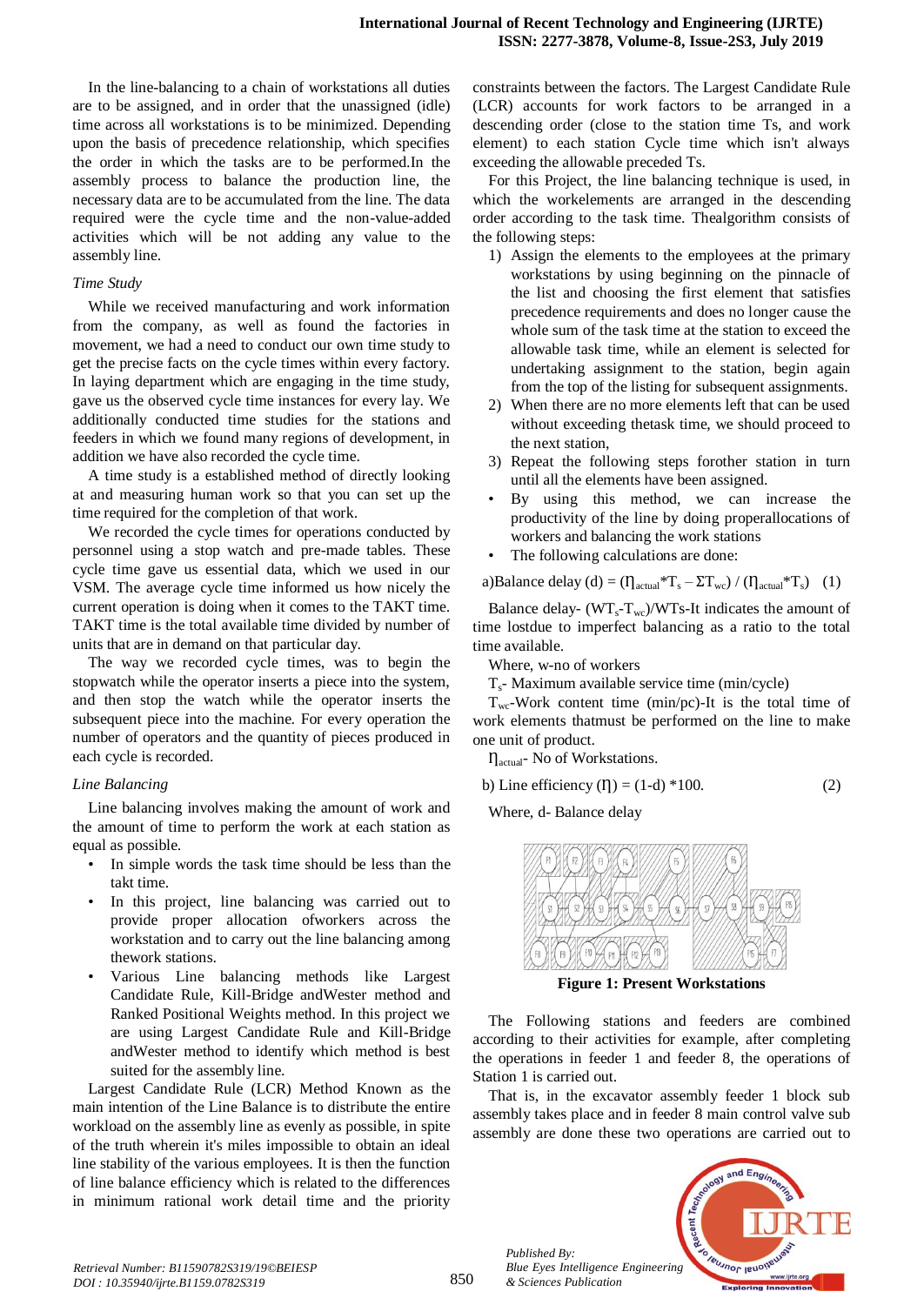In the line-balancing to a chain of workstations all duties are to be assigned, and in order that the unassigned (idle) time across all workstations is to be minimized. Depending upon the basis of precedence relationship, which specifies the order in which the tasks are to be performed.In the assembly process to balance the production line, the necessary data are to be accumulated from the line. The data required were the cycle time and the non-value-added activities which will be not adding any value to the assembly line.

*Time Study*

While we received manufacturing and work information from the company, as well as found the factories in movement, we had a need to conduct our own time study to get the precise facts on the cycle times within every factory. In laying department which are engaging in the time study, gave us the observed cycle time instances for every lay. We additionally conducted time studies for the stations and feeders in which we found many regions of development, in addition we have also recorded the cycle time.

A time study is a established method of directly looking at and measuring human work so that you can set up the time required for the completion of that work.

We recorded the cycle times for operations conducted by personnel using a stop watch and pre-made tables. These cycle time gave us essential data, which we used in our VSM. The average cycle time informed us how nicely the current operation is doing when it comes to the TAKT time. TAKT time is the total available time divided by number of units that are in demand on that particular day.

The way we recorded cycle times, was to begin the stopwatch while the operator inserts a piece into the system, and then stop the watch while the operator inserts the subsequent piece into the machine. For every operation the number of operators and the quantity of pieces produced in each cycle is recorded.

*Line Balancing*

Line balancing involves making the amount of work and the amount of time to perform the work at each station as equal as possible.

- In simple words the task time should be less than the takt time.
- In this project, line balancing was carried out to provide proper allocation ofworkers across the workstation and to carry out the line balancing among thework stations.
- Various Line balancing methods like Largest Candidate Rule, Kill-Bridge andWester method and Ranked Positional Weights method. In this project we are using Largest Candidate Rule and Kill-Bridge andWester method to identify which method is best suited for the assembly line.

Largest Candidate Rule (LCR) Method Known as the main intention of the Line Balance is to distribute the entire workload on the assembly line as evenly as possible, in spite of the truth wherein it's miles impossible to obtain an ideal line stability of the various employees. It is then the function of line balance efficiency which is related to the differences in minimum rational work detail time and the priority constraints between the factors. The Largest Candidate Rule (LCR) accounts for work factors to be arranged in a descending order (close to the station time Ts, and work element) to each station Cycle time which isn't always exceeding the allowable preceded Ts.

For this Project, the line balancing technique is used, in which the workelements are arranged in the descending order according to the task time. Thealgorithm consists of the following steps:

1) Assign the elements to the employees at the primary workstations by using beginning on the pinnacle of the list and choosing the first element that satisfies precedence requirements and does no longer cause the whole sum of the task time at the station to exceed the allowable task time, while an element is selected for undertaking assignment to the station, begin again from the top of the listing for subsequent assignments.
2) When there are no more elements left that can be used without exceeding thetask time, we should proceed to the next station,
3) Repeat the following steps forother station in turn until all the elements have been assigned.

- By using this method, we can increase the productivity of the line by doing preparallocations of workers and balancing the work stations
- The following calculations are done:

a)Balance delay (d) = $(\eta_{actual} * T_s - \Sigma T_{wc}) / (\eta_{actual} * T_s)$ (1)

Balance delay- $(WT_s - T_{wc})/WTs$-It indicates the amount of time lostdue to imperfect balancing as a ratio to the total time available.

Where, w-no of workers

$T_s$- Maximum available service time (min/cycle)

$T_{wc}$-Work content time (min/pc)-It is the total time of work elements thatmust be performed on the line to make one unit of product.

$\eta_{actual}$- No of Workstations.

b) Line efficiency ($\eta$) = (1-d) *100. (2)

Where, d- Balance delay

**Figure 1: Present Workstations**

The Following stations and feeders are combined according to their activities for example, after completing the operations in feeder 1 and feeder 8, the operations of Station 1 is carried out.

That is, in the excavator assembly feeder 1 block sub assembly takes place and in feeder 8 main control valve sub assembly are done these two operations are carried out to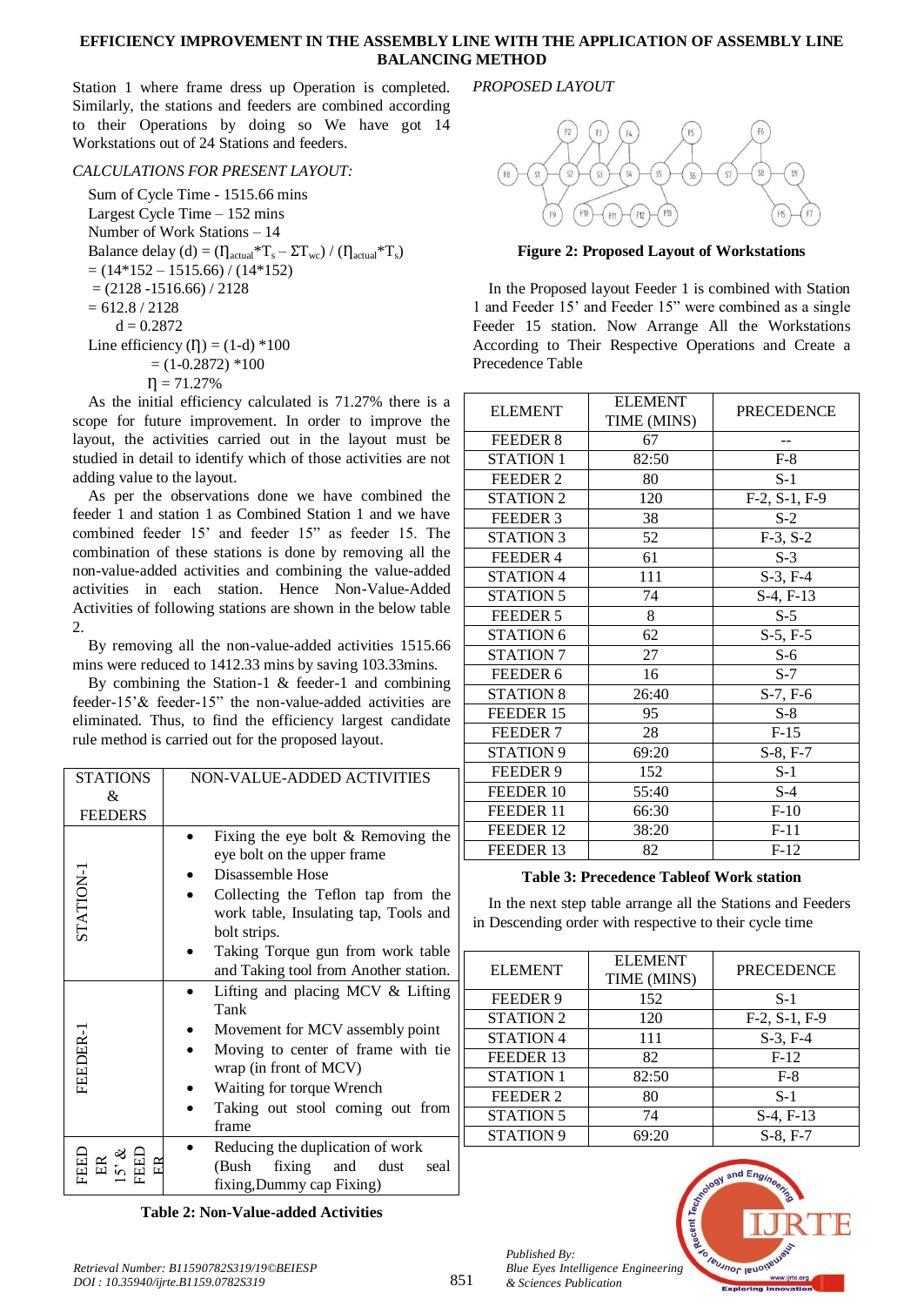Station 1 where frame dress up Operation is completed. Similarly, the stations and feeders are combined according to their Operations by doing so We have got 14 Workstations out of 24 Stations and feeders.

*CALCULATIONS FOR PRESENT LAYOUT:*

Sum of Cycle Time - 1515.66 mins
Largest Cycle Time – 152 mins
Number of Work Stations – 14

Balance delay (d) = $(\eta_{actual} * T_s - \Sigma T_{wc}) / (\eta_{actual} * T_s)$
= (14*152 – 1515.66) / (14*152)
= (2128 -1516.66) / 2128
= 612.8 / 2128
d = 0.2872

Line efficiency ($\eta$) = (1-d) *100
= (1-0.2872) *100
$\eta$ = 71.27%

As the initial efficiency calculated is 71.27% there is a scope for future improvement. In order to improve the layout, the activities carried out in the layout must be studied in detail to identify which of those activities are not adding value to the layout.

As per the observations done we have combined the feeder 1 and station 1 as Combined Station 1 and we have combined feeder 15' and feeder 15" as feeder 15. The combination of these stations is done by removing all the non-value-added activities and combining the value-added activities in each station. Hence Non-Value-Added Activities of following stations are shown in the below table 2.

By removing all the non-value-added activities 1515.66 mins were reduced to 1412.33 mins by saving 103.33mins.

By combining the Station-1 & feeder-1 and combining feeder-15'& feeder-15" the non-value-added activities are eliminated. Thus, to find the efficiency largest candidate rule method is carried out for the proposed layout.

| STATIONS & FEEDERS | NON-VALUE-ADDED ACTIVITIES |
|---|---|
| STATION-1 | • Fixing the eye bolt & Removing the eye bolt on the upper frame<br>• Disassemble Hose<br>• Collecting the Teflon tap from the work table, Insulating tap, Tools and bolt strips.<br>• Taking Torque gun from work table and Taking tool from Another station. |
| FEEDER-1 | • Lifting and placing MCV & Lifting Tank<br>• Movement for MCV assembly point<br>• Moving to center of frame with tie wrap (in front of MCV)<br>• Waiting for torque Wrench<br>• Taking out stool coming out from frame |
| FEEDER 15' & FEEDER | • Reducing the duplication of work (Bush fixing and dust seal fixing,Dummy cap Fixing) |

**Table 2: Non-Value-added Activities**

*PROPOSED LAYOUT*

**Figure 2: Proposed Layout of Workstations**

In the Proposed layout Feeder 1 is combined with Station 1 and Feeder 15' and Feeder 15" were combined as a single Feeder 15 station. Now Arrange All the Workstations According to Their Respective Operations and Create a Precedence Table

| ELEMENT | ELEMENT TIME (MINS) | PRECEDENCE |
|---|---|---|
| FEEDER 8 | 67 | -- |
| STATION 1 | 82:50 | F-8 |
| FEEDER 2 | 80 | S-1 |
| STATION 2 | 120 | F-2, S-1, F-9 |
| FEEDER 3 | 38 | S-2 |
| STATION 3 | 52 | F-3, S-2 |
| FEEDER 4 | 61 | S-3 |
| STATION 4 | 111 | S-3, F-4 |
| STATION 5 | 74 | S-4, F-13 |
| FEEDER 5 | 8 | S-5 |
| STATION 6 | 62 | S-5, F-5 |
| STATION 7 | 27 | S-6 |
| FEEDER 6 | 16 | S-7 |
| STATION 8 | 26:40 | S-7, F-6 |
| FEEDER 15 | 95 | S-8 |
| FEEDER 7 | 28 | F-15 |
| STATION 9 | 69:20 | S-8, F-7 |
| FEEDER 9 | 152 | S-1 |
| FEEDER 10 | 55:40 | S-4 |
| FEEDER 11 | 66:30 | F-10 |
| FEEDER 12 | 38:20 | F-11 |
| FEEDER 13 | 82 | F-12 |

**Table 3: Precedence Tableof Work station**

In the next step table arrange all the Stations and Feeders in Descending order with respective to their cycle time

| ELEMENT | ELEMENT TIME (MINS) | PRECEDENCE |
|---|---|---|
| FEEDER 9 | 152 | S-1 |
| STATION 2 | 120 | F-2, S-1, F-9 |
| STATION 4 | 111 | S-3, F-4 |
| FEEDER 13 | 82 | F-12 |
| STATION 1 | 82:50 | F-8 |
| FEEDER 2 | 80 | S-1 |
| STATION 5 | 74 | S-4, F-13 |
| STATION 9 | 69:20 | S-8, F-7 |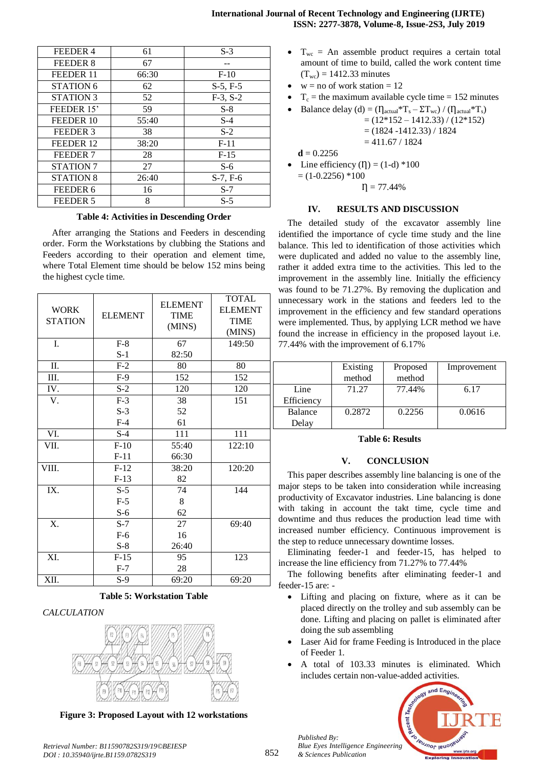| FEEDER 4 | 61 | S-3 |
|---|---|---|
| FEEDER 8 | 67 | -- |
| FEEDER 11 | 66:30 | F-10 |
| STATION 6 | 62 | S-5, F-5 |
| STATION 3 | 52 | F-3, S-2 |
| FEEDER 15' | 59 | S-8 |
| FEEDER 10 | 55:40 | S-4 |
| FEEDER 3 | 38 | S-2 |
| FEEDER 12 | 38:20 | F-11 |
| FEEDER 7 | 28 | F-15 |
| STATION 7 | 27 | S-6 |
| STATION 8 | 26:40 | S-7, F-6 |
| FEEDER 6 | 16 | S-7 |
| FEEDER 5 | 8 | S-5 |

**Table 4: Activities in Descending Order**

After arranging the Stations and Feeders in descending order. Form the Workstations by clubbing the Stations and Feeders according to their operation and element time, where Total Element time should be below 152 mins being the highest cycle time.

| WORK STATION | ELEMENT | ELEMENT TIME (MINS) | TOTAL ELEMENT TIME (MINS) |
|---|---|---|---|
| I. | F-8<br>S-1 | 67<br>82:50 | 149:50 |
| II. | F-2 | 80 | 80 |
| III. | F-9 | 152 | 152 |
| IV. | S-2 | 120 | 120 |
| V. | F-3<br>S-3<br>F-4 | 38<br>52<br>61 | 151 |
| VI. | S-4 | 111 | 111 |
| VII. | F-10<br>F-11 | 55:40<br>66:30 | 122:10 |
| VIII. | F-12<br>F-13 | 38:20<br>82 | 120:20 |
| IX. | S-5<br>F-5<br>S-6 | 74<br>8<br>62 | 144 |
| X. | S-7<br>F-6<br>S-8 | 27<br>16<br>26:40 | 69:40 |
| XI. | F-15<br>F-7 | 95<br>28 | 123 |
| XII. | S-9 | 69:20 | 69:20 |

**Table 5: Workstation Table**

*CALCULATION*

**Figure 3: Proposed Layout with 12 workstations**

- $T_{wc}$ = An assemble product requires a certain total amount of time to build, called the work content time ($T_{wc}$) = 1412.33 minutes
- w = no of work station = 12
- $T_c$ = the maximum available cycle time = 152 minutes
- Balance delay (d) = $(\eta_{actual} * T_s - \Sigma T_{wc}) / (\eta_{actual} * T_s)$

  = (12\*152 – 1412.33) / (12\*152)

  = (1824 -1412.33) / 1824

  = 411.67 / 1824

  **d** = 0.2256
- Line efficiency ($\eta$) = (1-d) \*100

  = (1-0.2256) \*100

  $\eta$ = 77.44%

## IV. RESULTS AND DISCUSSION

The detailed study of the excavator assembly line identified the importance of cycle time study and the line balance. This led to identification of those activities which were duplicated and added no value to the assembly line, rather it added extra time to the activities. This led to the improvement in the assembly line. Initially the efficiency was found to be 71.27%. By removing the duplication and unnecessary work in the stations and feeders led to the improvement in the efficiency and few standard operations were implemented. Thus, by applying LCR method we have found the increase in efficiency in the proposed layout i.e. 77.44% with the improvement of 6.17%

| | Existing method | Proposed method | Improvement |
|---|---|---|---|
| Line Efficiency | 71.27 | 77.44% | 6.17 |
| Balance Delay | 0.2872 | 0.2256 | 0.0616 |

**Table 6: Results**

## V. CONCLUSION

This paper describes assembly line balancing is one of the major steps to be taken into consideration while increasing productivity of Excavator industries. Line balancing is done with taking in account the takt time, cycle time and downtime and thus reduces the production lead time with increased number efficiency. Continuous improvement is the step to reduce unnecessary downtime losses.

Eliminating feeder-1 and feeder-15, has helped to increase the line efficiency from 71.27% to 77.44%

The following benefits after eliminating feeder-1 and feeder-15 are: -

- Lifting and placing on fixture, where as it can be placed directly on the trolley and sub assembly can be done. Lifting and placing on pallet is eliminated after doing the sub assembling
- Laser Aid for frame Feeding is Introduced in the place of Feeder 1.
- A total of 103.33 minutes is eliminated. Which includes certain non-value-added activities.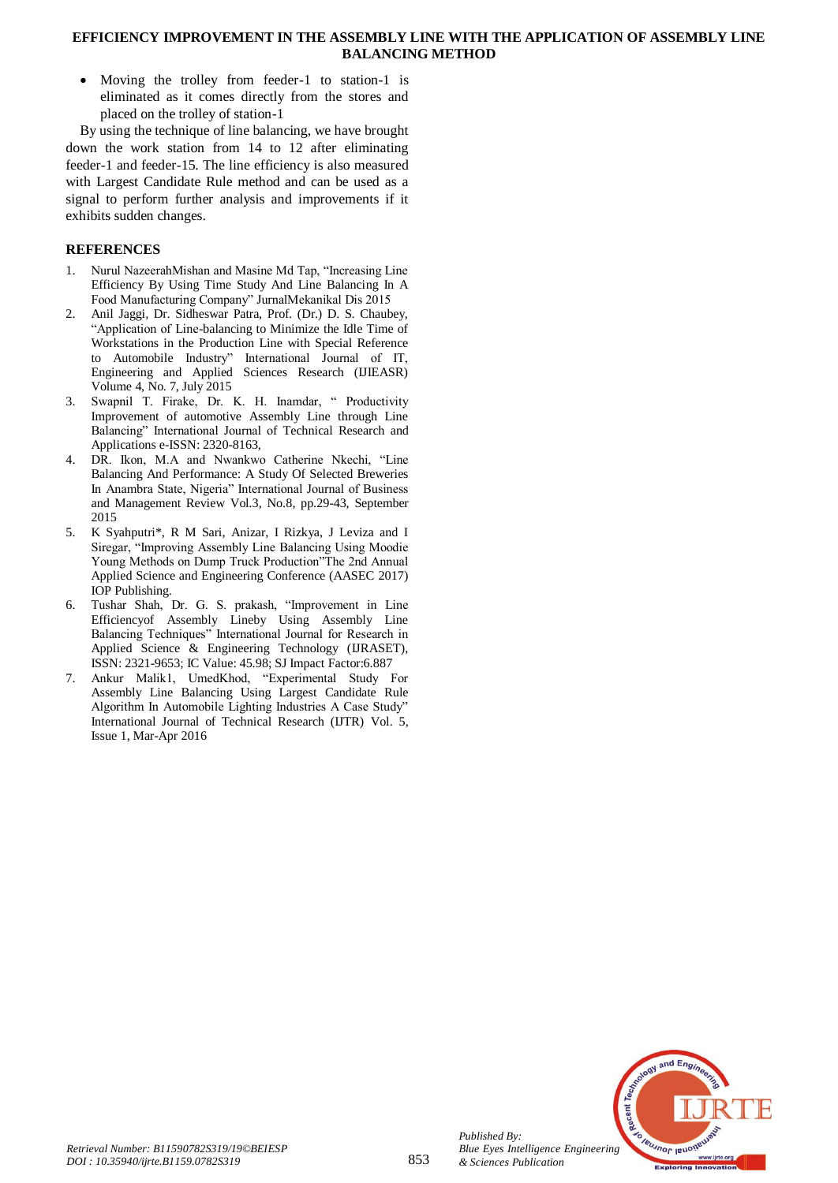- Moving the trolley from feeder-1 to station-1 is eliminated as it comes directly from the stores and placed on the trolley of station-1

By using the technique of line balancing, we have brought down the work station from 14 to 12 after eliminating feeder-1 and feeder-15. The line efficiency is also measured with Largest Candidate Rule method and can be used as a signal to perform further analysis and improvements if it exhibits sudden changes.

## REFERENCES

1. Nurul NazeerahMishan and Masine Md Tap, "Increasing Line Efficiency By Using Time Study And Line Balancing In A Food Manufacturing Company" JurnalMekanikal Dis 2015
2. Anil Jaggi, Dr. Sidheswar Patra, Prof. (Dr.) D. S. Chaubey, "Application of Line-balancing to Minimize the Idle Time of Workstations in the Production Line with Special Reference to Automobile Industry" International Journal of IT, Engineering and Applied Sciences Research (IJIEASR) Volume 4, No. 7, July 2015
3. Swapnil T. Firake, Dr. K. H. Inamdar, " Productivity Improvement of automotive Assembly Line through Line Balancing" International Journal of Technical Research and Applications e-ISSN: 2320-8163,
4. DR. Ikon, M.A and Nwankwo Catherine Nkechi, "Line Balancing And Performance: A Study Of Selected Breweries In Anambra State, Nigeria" International Journal of Business and Management Review Vol.3, No.8, pp.29-43, September 2015
5. K Syahputri*, R M Sari, Anizar, I Rizkya, J Leviza and I Siregar, "Improving Assembly Line Balancing Using Moodie Young Methods on Dump Truck Production"The 2nd Annual Applied Science and Engineering Conference (AASEC 2017) IOP Publishing.
6. Tushar Shah, Dr. G. S. prakash, "Improvement in Line Efficiencyof Assembly Lineby Using Assembly Line Balancing Techniques" International Journal for Research in Applied Science & Engineering Technology (IJRASET), ISSN: 2321-9653; IC Value: 45.98; SJ Impact Factor:6.887
7. Ankur Malik1, UmedKhod, "Experimental Study For Assembly Line Balancing Using Largest Candidate Rule Algorithm In Automobile Lighting Industries A Case Study" International Journal of Technical Research (IJTR) Vol. 5, Issue 1, Mar-Apr 2016